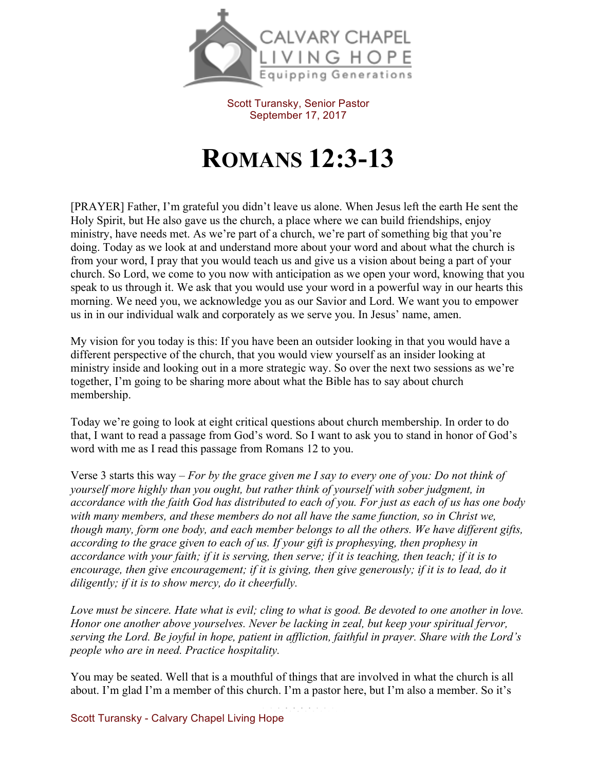Scott Turansky, Senior Pastor
September 17, 2017

# Romans 12:3-13

[PRAYER] Father, I'm grateful you didn't leave us alone. When Jesus left the earth He sent the Holy Spirit, but He also gave us the church, a place where we can build friendships, enjoy ministry, have needs met. As we're part of a church, we're part of something big that you're doing. Today as we look at and understand more about your word and about what the church is from your word, I pray that you would teach us and give us a vision about being a part of your church. So Lord, we come to you now with anticipation as we open your word, knowing that you speak to us through it. We ask that you would use your word in a powerful way in our hearts this morning. We need you, we acknowledge you as our Savior and Lord. We want you to empower us in in our individual walk and corporately as we serve you. In Jesus' name, amen.

My vision for you today is this: If you have been an outsider looking in that you would have a different perspective of the church, that you would view yourself as an insider looking at ministry inside and looking out in a more strategic way. So over the next two sessions as we're together, I'm going to be sharing more about what the Bible has to say about church membership.

Today we're going to look at eight critical questions about church membership. In order to do that, I want to read a passage from God's word. So I want to ask you to stand in honor of God's word with me as I read this passage from Romans 12 to you.

Verse 3 starts this way – *For by the grace given me I say to every one of you: Do not think of yourself more highly than you ought, but rather think of yourself with sober judgment, in accordance with the faith God has distributed to each of you. For just as each of us has one body with many members, and these members do not all have the same function, so in Christ we, though many, form one body, and each member belongs to all the others. We have different gifts, according to the grace given to each of us. If your gift is prophesying, then prophesy in accordance with your faith; if it is serving, then serve; if it is teaching, then teach; if it is to encourage, then give encouragement; if it is giving, then give generously; if it is to lead, do it diligently; if it is to show mercy, do it cheerfully.*

*Love must be sincere. Hate what is evil; cling to what is good. Be devoted to one another in love. Honor one another above yourselves. Never be lacking in zeal, but keep your spiritual fervor, serving the Lord. Be joyful in hope, patient in affliction, faithful in prayer. Share with the Lord's people who are in need. Practice hospitality.*

You may be seated. Well that is a mouthful of things that are involved in what the church is all about. I'm glad I'm a member of this church. I'm a pastor here, but I'm also a member. So it's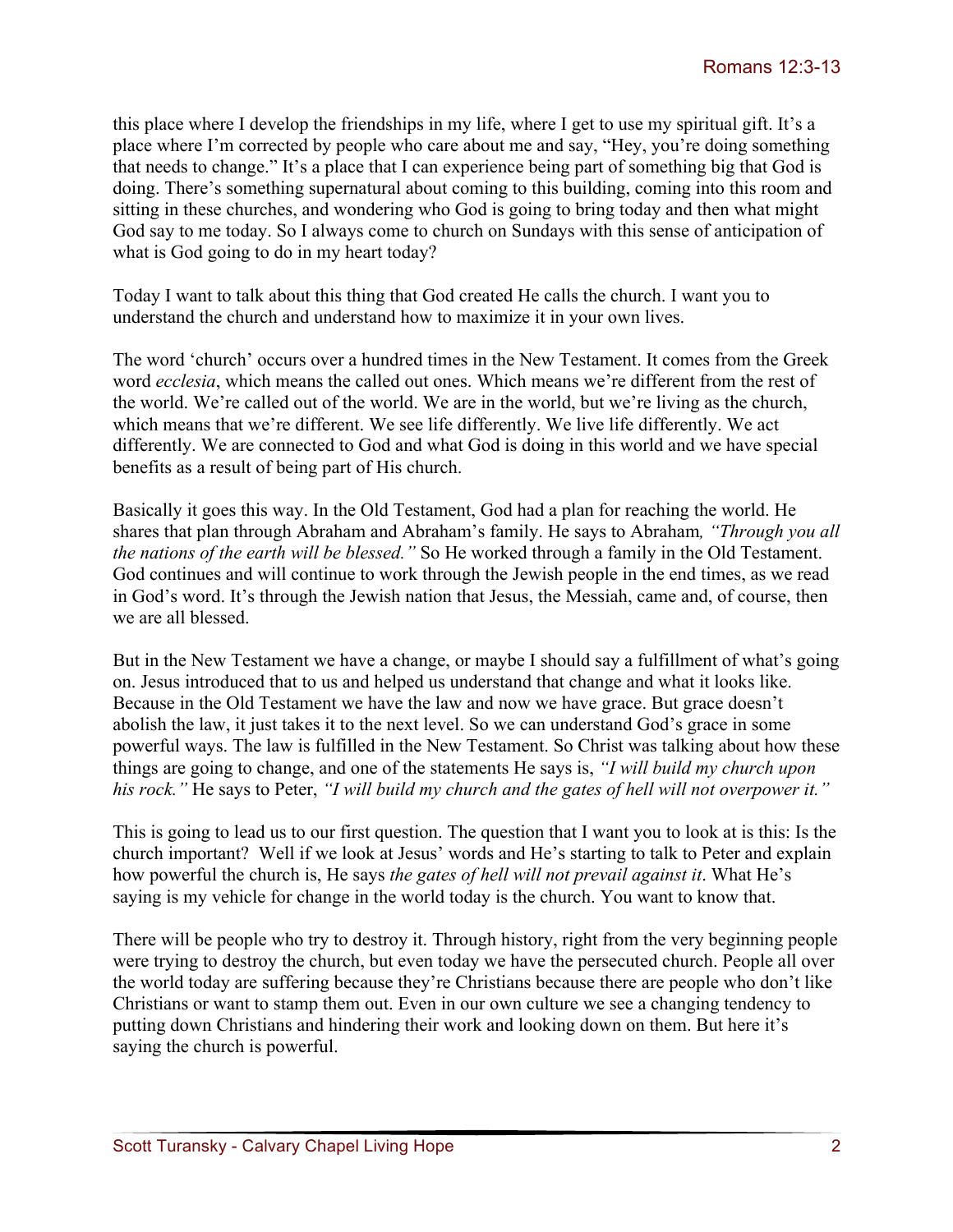this place where I develop the friendships in my life, where I get to use my spiritual gift. It's a place where I'm corrected by people who care about me and say, "Hey, you're doing something that needs to change." It's a place that I can experience being part of something big that God is doing. There's something supernatural about coming to this building, coming into this room and sitting in these churches, and wondering who God is going to bring today and then what might God say to me today. So I always come to church on Sundays with this sense of anticipation of what is God going to do in my heart today?

Today I want to talk about this thing that God created He calls the church. I want you to understand the church and understand how to maximize it in your own lives.

The word 'church' occurs over a hundred times in the New Testament. It comes from the Greek word *ecclesia*, which means the called out ones. Which means we're different from the rest of the world. We're called out of the world. We are in the world, but we're living as the church, which means that we're different. We see life differently. We live life differently. We act differently. We are connected to God and what God is doing in this world and we have special benefits as a result of being part of His church.

Basically it goes this way. In the Old Testament, God had a plan for reaching the world. He shares that plan through Abraham and Abraham's family. He says to Abraham, *"Through you all the nations of the earth will be blessed."* So He worked through a family in the Old Testament. God continues and will continue to work through the Jewish people in the end times, as we read in God's word. It's through the Jewish nation that Jesus, the Messiah, came and, of course, then we are all blessed.

But in the New Testament we have a change, or maybe I should say a fulfillment of what's going on. Jesus introduced that to us and helped us understand that change and what it looks like. Because in the Old Testament we have the law and now we have grace. But grace doesn't abolish the law, it just takes it to the next level. So we can understand God's grace in some powerful ways. The law is fulfilled in the New Testament. So Christ was talking about how these things are going to change, and one of the statements He says is, *"I will build my church upon his rock."* He says to Peter, *"I will build my church and the gates of hell will not overpower it."*

This is going to lead us to our first question. The question that I want you to look at is this: Is the church important? Well if we look at Jesus' words and He's starting to talk to Peter and explain how powerful the church is, He says *the gates of hell will not prevail against it*. What He's saying is my vehicle for change in the world today is the church. You want to know that.

There will be people who try to destroy it. Through history, right from the very beginning people were trying to destroy the church, but even today we have the persecuted church. People all over the world today are suffering because they're Christians because there are people who don't like Christians or want to stamp them out. Even in our own culture we see a changing tendency to putting down Christians and hindering their work and looking down on them. But here it's saying the church is powerful.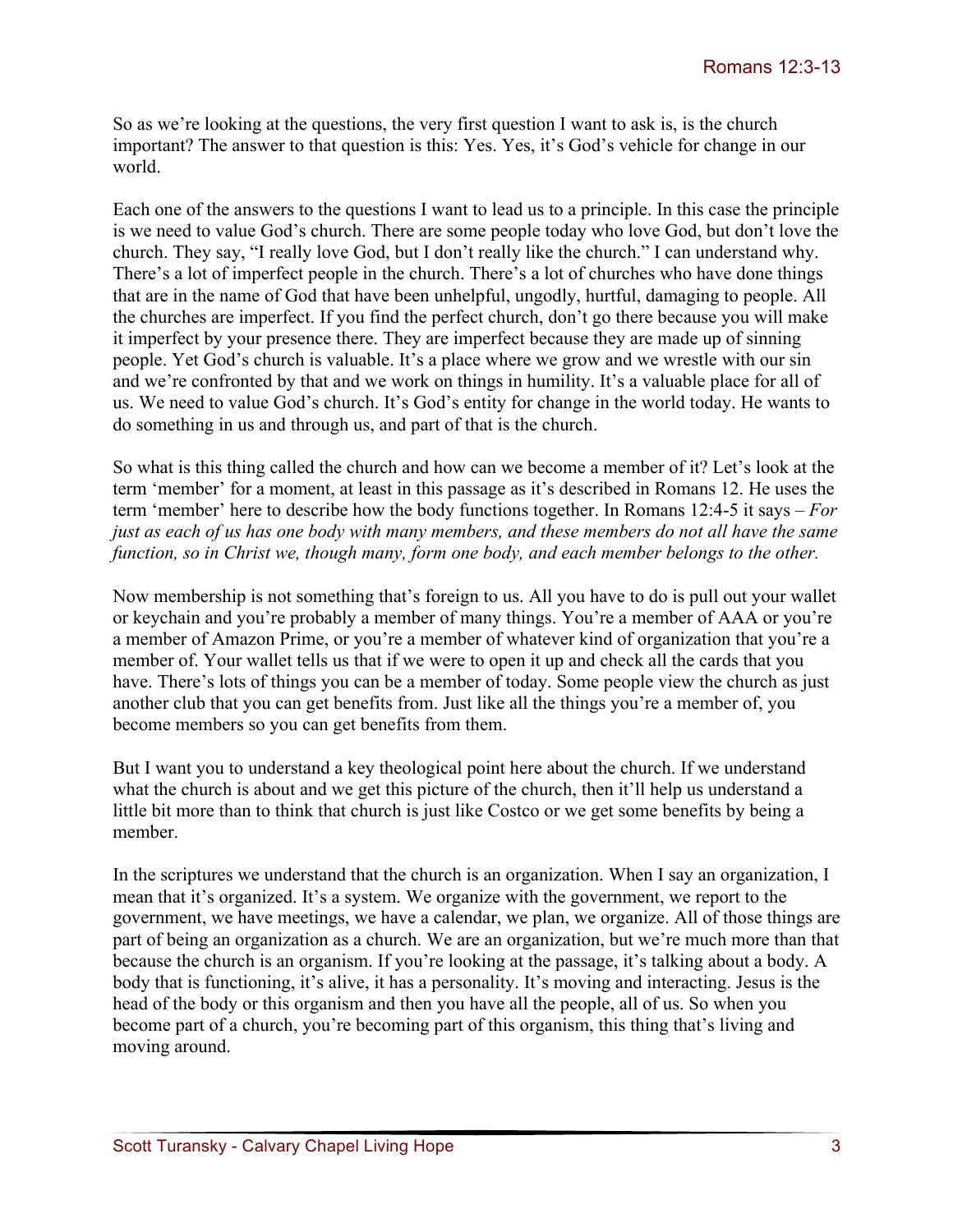So as we're looking at the questions, the very first question I want to ask is, is the church important? The answer to that question is this: Yes. Yes, it's God's vehicle for change in our world.

Each one of the answers to the questions I want to lead us to a principle. In this case the principle is we need to value God's church. There are some people today who love God, but don't love the church. They say, "I really love God, but I don't really like the church." I can understand why. There's a lot of imperfect people in the church. There's a lot of churches who have done things that are in the name of God that have been unhelpful, ungodly, hurtful, damaging to people. All the churches are imperfect. If you find the perfect church, don't go there because you will make it imperfect by your presence there. They are imperfect because they are made up of sinning people. Yet God's church is valuable. It's a place where we grow and we wrestle with our sin and we're confronted by that and we work on things in humility. It's a valuable place for all of us. We need to value God's church. It's God's entity for change in the world today. He wants to do something in us and through us, and part of that is the church.

So what is this thing called the church and how can we become a member of it? Let's look at the term 'member' for a moment, at least in this passage as it's described in Romans 12. He uses the term 'member' here to describe how the body functions together. In Romans 12:4-5 it says – *For just as each of us has one body with many members, and these members do not all have the same function, so in Christ we, though many, form one body, and each member belongs to the other.*

Now membership is not something that's foreign to us. All you have to do is pull out your wallet or keychain and you're probably a member of many things. You're a member of AAA or you're a member of Amazon Prime, or you're a member of whatever kind of organization that you're a member of. Your wallet tells us that if we were to open it up and check all the cards that you have. There's lots of things you can be a member of today. Some people view the church as just another club that you can get benefits from. Just like all the things you're a member of, you become members so you can get benefits from them.

But I want you to understand a key theological point here about the church. If we understand what the church is about and we get this picture of the church, then it'll help us understand a little bit more than to think that church is just like Costco or we get some benefits by being a member.

In the scriptures we understand that the church is an organization. When I say an organization, I mean that it's organized. It's a system. We organize with the government, we report to the government, we have meetings, we have a calendar, we plan, we organize. All of those things are part of being an organization as a church. We are an organization, but we're much more than that because the church is an organism. If you're looking at the passage, it's talking about a body. A body that is functioning, it's alive, it has a personality. It's moving and interacting. Jesus is the head of the body or this organism and then you have all the people, all of us. So when you become part of a church, you're becoming part of this organism, this thing that's living and moving around.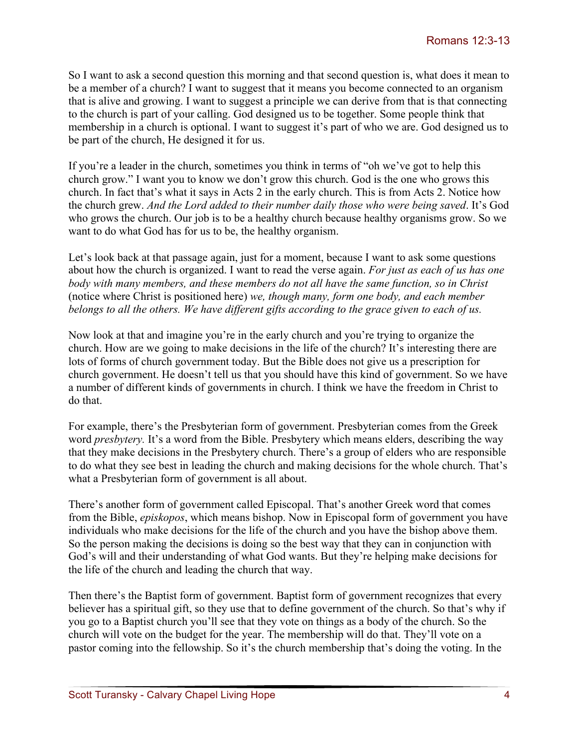So I want to ask a second question this morning and that second question is, what does it mean to be a member of a church? I want to suggest that it means you become connected to an organism that is alive and growing. I want to suggest a principle we can derive from that is that connecting to the church is part of your calling. God designed us to be together. Some people think that membership in a church is optional. I want to suggest it's part of who we are. God designed us to be part of the church, He designed it for us.

If you're a leader in the church, sometimes you think in terms of "oh we've got to help this church grow." I want you to know we don't grow this church. God is the one who grows this church. In fact that's what it says in Acts 2 in the early church. This is from Acts 2. Notice how the church grew. *And the Lord added to their number daily those who were being saved*. It's God who grows the church. Our job is to be a healthy church because healthy organisms grow. So we want to do what God has for us to be, the healthy organism.

Let's look back at that passage again, just for a moment, because I want to ask some questions about how the church is organized. I want to read the verse again. *For just as each of us has one body with many members, and these members do not all have the same function, so in Christ* (notice where Christ is positioned here) *we, though many, form one body, and each member belongs to all the others. We have different gifts according to the grace given to each of us.*

Now look at that and imagine you're in the early church and you're trying to organize the church. How are we going to make decisions in the life of the church? It's interesting there are lots of forms of church government today. But the Bible does not give us a prescription for church government. He doesn't tell us that you should have this kind of government. So we have a number of different kinds of governments in church. I think we have the freedom in Christ to do that.

For example, there's the Presbyterian form of government. Presbyterian comes from the Greek word *presbytery.* It's a word from the Bible. Presbytery which means elders, describing the way that they make decisions in the Presbytery church. There's a group of elders who are responsible to do what they see best in leading the church and making decisions for the whole church. That's what a Presbyterian form of government is all about.

There's another form of government called Episcopal. That's another Greek word that comes from the Bible, *episkopos*, which means bishop. Now in Episcopal form of government you have individuals who make decisions for the life of the church and you have the bishop above them. So the person making the decisions is doing so the best way that they can in conjunction with God's will and their understanding of what God wants. But they're helping make decisions for the life of the church and leading the church that way.

Then there's the Baptist form of government. Baptist form of government recognizes that every believer has a spiritual gift, so they use that to define government of the church. So that's why if you go to a Baptist church you'll see that they vote on things as a body of the church. So the church will vote on the budget for the year. The membership will do that. They'll vote on a pastor coming into the fellowship. So it's the church membership that's doing the voting. In the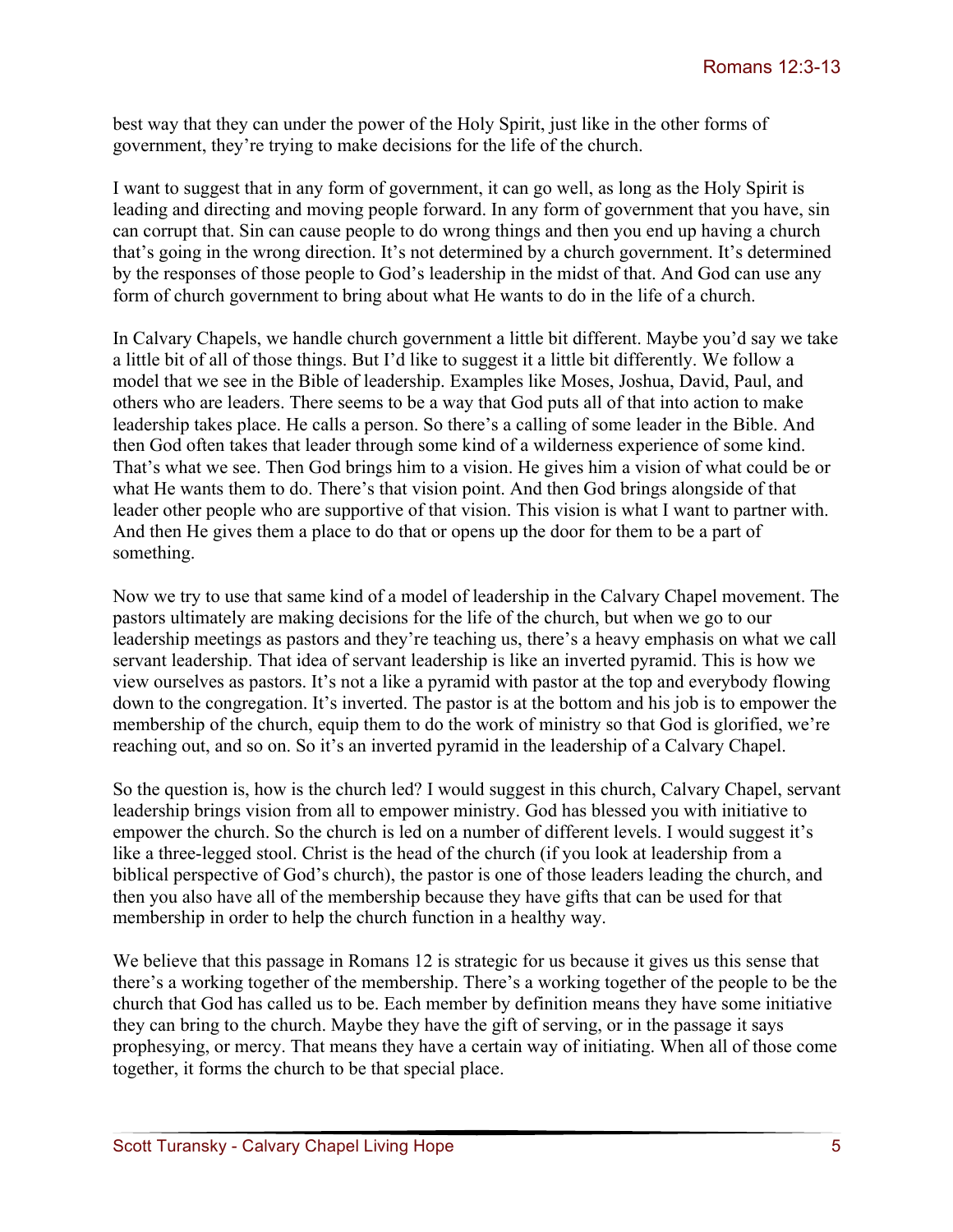best way that they can under the power of the Holy Spirit, just like in the other forms of government, they're trying to make decisions for the life of the church.

I want to suggest that in any form of government, it can go well, as long as the Holy Spirit is leading and directing and moving people forward. In any form of government that you have, sin can corrupt that. Sin can cause people to do wrong things and then you end up having a church that's going in the wrong direction. It's not determined by a church government. It's determined by the responses of those people to God's leadership in the midst of that. And God can use any form of church government to bring about what He wants to do in the life of a church.

In Calvary Chapels, we handle church government a little bit different. Maybe you'd say we take a little bit of all of those things. But I'd like to suggest it a little bit differently. We follow a model that we see in the Bible of leadership. Examples like Moses, Joshua, David, Paul, and others who are leaders. There seems to be a way that God puts all of that into action to make leadership takes place. He calls a person. So there's a calling of some leader in the Bible. And then God often takes that leader through some kind of a wilderness experience of some kind. That's what we see. Then God brings him to a vision. He gives him a vision of what could be or what He wants them to do. There's that vision point. And then God brings alongside of that leader other people who are supportive of that vision. This vision is what I want to partner with. And then He gives them a place to do that or opens up the door for them to be a part of something.

Now we try to use that same kind of a model of leadership in the Calvary Chapel movement. The pastors ultimately are making decisions for the life of the church, but when we go to our leadership meetings as pastors and they're teaching us, there's a heavy emphasis on what we call servant leadership. That idea of servant leadership is like an inverted pyramid. This is how we view ourselves as pastors. It's not a like a pyramid with pastor at the top and everybody flowing down to the congregation. It's inverted. The pastor is at the bottom and his job is to empower the membership of the church, equip them to do the work of ministry so that God is glorified, we're reaching out, and so on. So it's an inverted pyramid in the leadership of a Calvary Chapel.

So the question is, how is the church led? I would suggest in this church, Calvary Chapel, servant leadership brings vision from all to empower ministry. God has blessed you with initiative to empower the church. So the church is led on a number of different levels. I would suggest it's like a three-legged stool. Christ is the head of the church (if you look at leadership from a biblical perspective of God's church), the pastor is one of those leaders leading the church, and then you also have all of the membership because they have gifts that can be used for that membership in order to help the church function in a healthy way.

We believe that this passage in Romans 12 is strategic for us because it gives us this sense that there's a working together of the membership. There's a working together of the people to be the church that God has called us to be. Each member by definition means they have some initiative they can bring to the church. Maybe they have the gift of serving, or in the passage it says prophesying, or mercy. That means they have a certain way of initiating. When all of those come together, it forms the church to be that special place.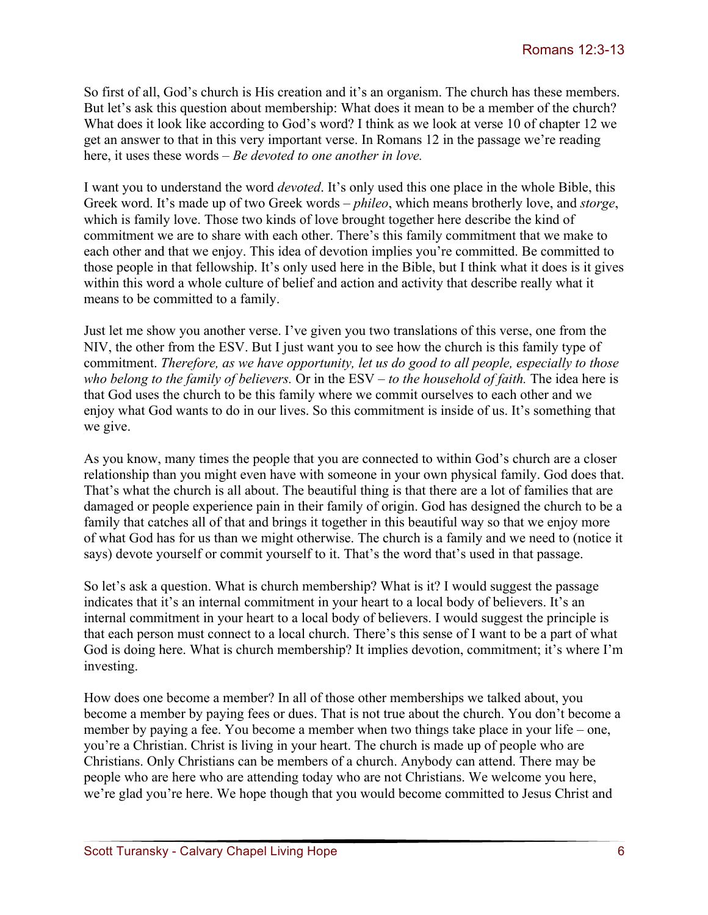So first of all, God's church is His creation and it's an organism. The church has these members. But let's ask this question about membership: What does it mean to be a member of the church? What does it look like according to God's word? I think as we look at verse 10 of chapter 12 we get an answer to that in this very important verse. In Romans 12 in the passage we're reading here, it uses these words – *Be devoted to one another in love.*

I want you to understand the word *devoted*. It's only used this one place in the whole Bible, this Greek word. It's made up of two Greek words – *phileo*, which means brotherly love, and *storge*, which is family love. Those two kinds of love brought together here describe the kind of commitment we are to share with each other. There's this family commitment that we make to each other and that we enjoy. This idea of devotion implies you're committed. Be committed to those people in that fellowship. It's only used here in the Bible, but I think what it does is it gives within this word a whole culture of belief and action and activity that describe really what it means to be committed to a family.

Just let me show you another verse. I've given you two translations of this verse, one from the NIV, the other from the ESV. But I just want you to see how the church is this family type of commitment. *Therefore, as we have opportunity, let us do good to all people, especially to those who belong to the family of believers.* Or in the ESV – *to the household of faith.* The idea here is that God uses the church to be this family where we commit ourselves to each other and we enjoy what God wants to do in our lives. So this commitment is inside of us. It's something that we give.

As you know, many times the people that you are connected to within God's church are a closer relationship than you might even have with someone in your own physical family. God does that. That's what the church is all about. The beautiful thing is that there are a lot of families that are damaged or people experience pain in their family of origin. God has designed the church to be a family that catches all of that and brings it together in this beautiful way so that we enjoy more of what God has for us than we might otherwise. The church is a family and we need to (notice it says) devote yourself or commit yourself to it. That's the word that's used in that passage.

So let's ask a question. What is church membership? What is it? I would suggest the passage indicates that it's an internal commitment in your heart to a local body of believers. It's an internal commitment in your heart to a local body of believers. I would suggest the principle is that each person must connect to a local church. There's this sense of I want to be a part of what God is doing here. What is church membership? It implies devotion, commitment; it's where I'm investing.

How does one become a member? In all of those other memberships we talked about, you become a member by paying fees or dues. That is not true about the church. You don't become a member by paying a fee. You become a member when two things take place in your life – one, you're a Christian. Christ is living in your heart. The church is made up of people who are Christians. Only Christians can be members of a church. Anybody can attend. There may be people who are here who are attending today who are not Christians. We welcome you here, we're glad you're here. We hope though that you would become committed to Jesus Christ and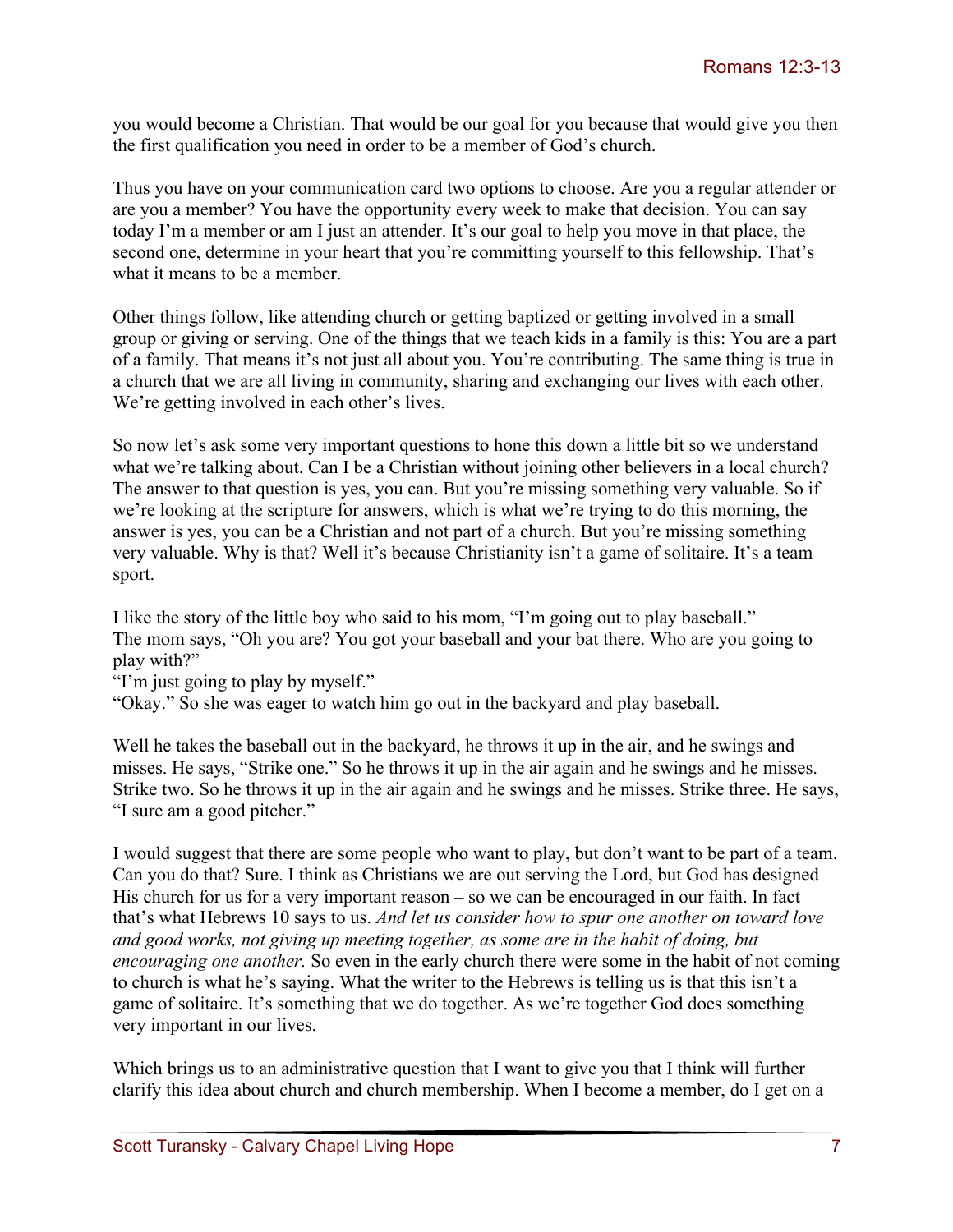you would become a Christian. That would be our goal for you because that would give you then the first qualification you need in order to be a member of God's church.

Thus you have on your communication card two options to choose. Are you a regular attender or are you a member? You have the opportunity every week to make that decision. You can say today I'm a member or am I just an attender. It's our goal to help you move in that place, the second one, determine in your heart that you're committing yourself to this fellowship. That's what it means to be a member.

Other things follow, like attending church or getting baptized or getting involved in a small group or giving or serving. One of the things that we teach kids in a family is this: You are a part of a family. That means it's not just all about you. You're contributing. The same thing is true in a church that we are all living in community, sharing and exchanging our lives with each other. We're getting involved in each other's lives.

So now let's ask some very important questions to hone this down a little bit so we understand what we're talking about. Can I be a Christian without joining other believers in a local church? The answer to that question is yes, you can. But you're missing something very valuable. So if we're looking at the scripture for answers, which is what we're trying to do this morning, the answer is yes, you can be a Christian and not part of a church. But you're missing something very valuable. Why is that? Well it's because Christianity isn't a game of solitaire. It's a team sport.

I like the story of the little boy who said to his mom, "I'm going out to play baseball."
The mom says, "Oh you are? You got your baseball and your bat there. Who are you going to play with?"
"I'm just going to play by myself."
"Okay." So she was eager to watch him go out in the backyard and play baseball.

Well he takes the baseball out in the backyard, he throws it up in the air, and he swings and misses. He says, "Strike one." So he throws it up in the air again and he swings and he misses. Strike two. So he throws it up in the air again and he swings and he misses. Strike three. He says, "I sure am a good pitcher."

I would suggest that there are some people who want to play, but don't want to be part of a team. Can you do that? Sure. I think as Christians we are out serving the Lord, but God has designed His church for us for a very important reason – so we can be encouraged in our faith. In fact that's what Hebrews 10 says to us. *And let us consider how to spur one another on toward love and good works, not giving up meeting together, as some are in the habit of doing, but encouraging one another.* So even in the early church there were some in the habit of not coming to church is what he's saying. What the writer to the Hebrews is telling us is that this isn't a game of solitaire. It's something that we do together. As we're together God does something very important in our lives.

Which brings us to an administrative question that I want to give you that I think will further clarify this idea about church and church membership. When I become a member, do I get on a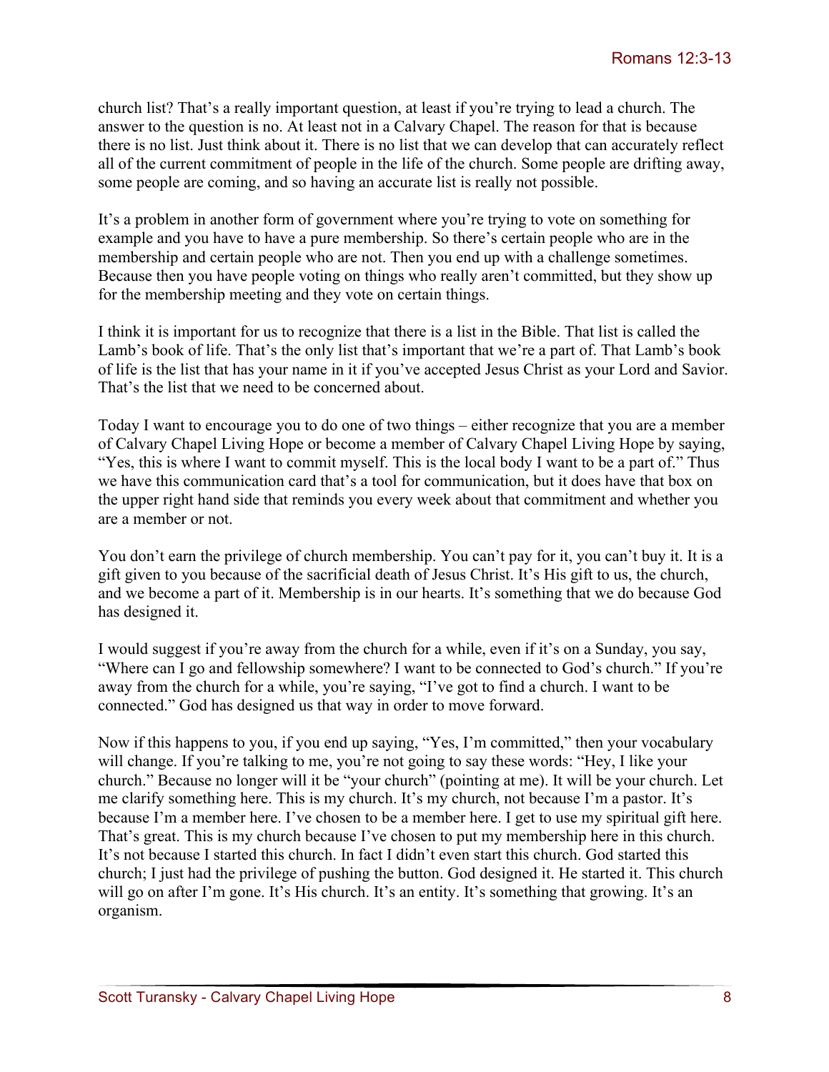church list? That's a really important question, at least if you're trying to lead a church. The answer to the question is no. At least not in a Calvary Chapel. The reason for that is because there is no list. Just think about it. There is no list that we can develop that can accurately reflect all of the current commitment of people in the life of the church. Some people are drifting away, some people are coming, and so having an accurate list is really not possible.

It's a problem in another form of government where you're trying to vote on something for example and you have to have a pure membership. So there's certain people who are in the membership and certain people who are not. Then you end up with a challenge sometimes. Because then you have people voting on things who really aren't committed, but they show up for the membership meeting and they vote on certain things.

I think it is important for us to recognize that there is a list in the Bible. That list is called the Lamb's book of life. That's the only list that's important that we're a part of. That Lamb's book of life is the list that has your name in it if you've accepted Jesus Christ as your Lord and Savior. That's the list that we need to be concerned about.

Today I want to encourage you to do one of two things – either recognize that you are a member of Calvary Chapel Living Hope or become a member of Calvary Chapel Living Hope by saying, "Yes, this is where I want to commit myself. This is the local body I want to be a part of." Thus we have this communication card that's a tool for communication, but it does have that box on the upper right hand side that reminds you every week about that commitment and whether you are a member or not.

You don't earn the privilege of church membership. You can't pay for it, you can't buy it. It is a gift given to you because of the sacrificial death of Jesus Christ. It's His gift to us, the church, and we become a part of it. Membership is in our hearts. It's something that we do because God has designed it.

I would suggest if you're away from the church for a while, even if it's on a Sunday, you say, "Where can I go and fellowship somewhere? I want to be connected to God's church." If you're away from the church for a while, you're saying, "I've got to find a church. I want to be connected." God has designed us that way in order to move forward.

Now if this happens to you, if you end up saying, "Yes, I'm committed," then your vocabulary will change. If you're talking to me, you're not going to say these words: "Hey, I like your church." Because no longer will it be "your church" (pointing at me). It will be your church. Let me clarify something here. This is my church. It's my church, not because I'm a pastor. It's because I'm a member here. I've chosen to be a member here. I get to use my spiritual gift here. That's great. This is my church because I've chosen to put my membership here in this church. It's not because I started this church. In fact I didn't even start this church. God started this church; I just had the privilege of pushing the button. God designed it. He started it. This church will go on after I'm gone. It's His church. It's an entity. It's something that growing. It's an organism.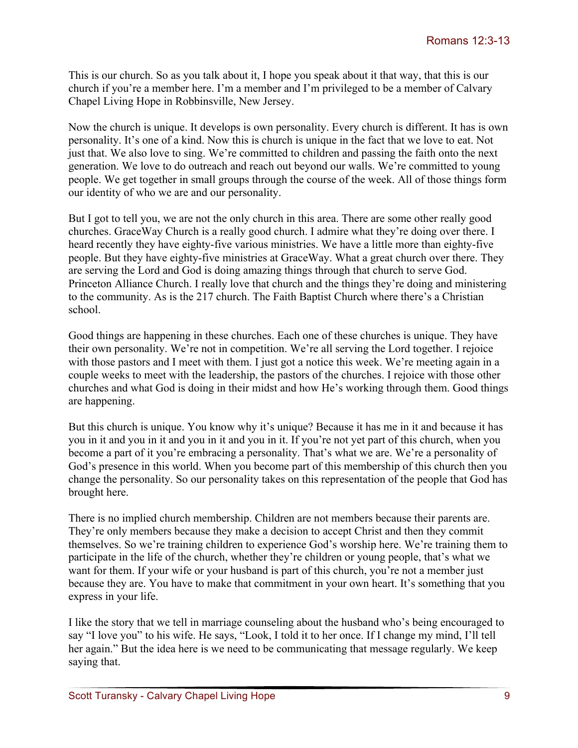This is our church. So as you talk about it, I hope you speak about it that way, that this is our church if you're a member here. I'm a member and I'm privileged to be a member of Calvary Chapel Living Hope in Robbinsville, New Jersey.

Now the church is unique. It develops is own personality. Every church is different. It has is own personality. It's one of a kind. Now this is church is unique in the fact that we love to eat. Not just that. We also love to sing. We're committed to children and passing the faith onto the next generation. We love to do outreach and reach out beyond our walls. We're committed to young people. We get together in small groups through the course of the week. All of those things form our identity of who we are and our personality.

But I got to tell you, we are not the only church in this area. There are some other really good churches. GraceWay Church is a really good church. I admire what they're doing over there. I heard recently they have eighty-five various ministries. We have a little more than eighty-five people. But they have eighty-five ministries at GraceWay. What a great church over there. They are serving the Lord and God is doing amazing things through that church to serve God. Princeton Alliance Church. I really love that church and the things they're doing and ministering to the community. As is the 217 church. The Faith Baptist Church where there's a Christian school.

Good things are happening in these churches. Each one of these churches is unique. They have their own personality. We're not in competition. We're all serving the Lord together. I rejoice with those pastors and I meet with them. I just got a notice this week. We're meeting again in a couple weeks to meet with the leadership, the pastors of the churches. I rejoice with those other churches and what God is doing in their midst and how He's working through them. Good things are happening.

But this church is unique. You know why it's unique? Because it has me in it and because it has you in it and you in it and you in it and you in it. If you're not yet part of this church, when you become a part of it you're embracing a personality. That's what we are. We're a personality of God's presence in this world. When you become part of this membership of this church then you change the personality. So our personality takes on this representation of the people that God has brought here.

There is no implied church membership. Children are not members because their parents are. They're only members because they make a decision to accept Christ and then they commit themselves. So we're training children to experience God's worship here. We're training them to participate in the life of the church, whether they're children or young people, that's what we want for them. If your wife or your husband is part of this church, you're not a member just because they are. You have to make that commitment in your own heart. It's something that you express in your life.

I like the story that we tell in marriage counseling about the husband who's being encouraged to say "I love you" to his wife. He says, "Look, I told it to her once. If I change my mind, I'll tell her again." But the idea here is we need to be communicating that message regularly. We keep saying that.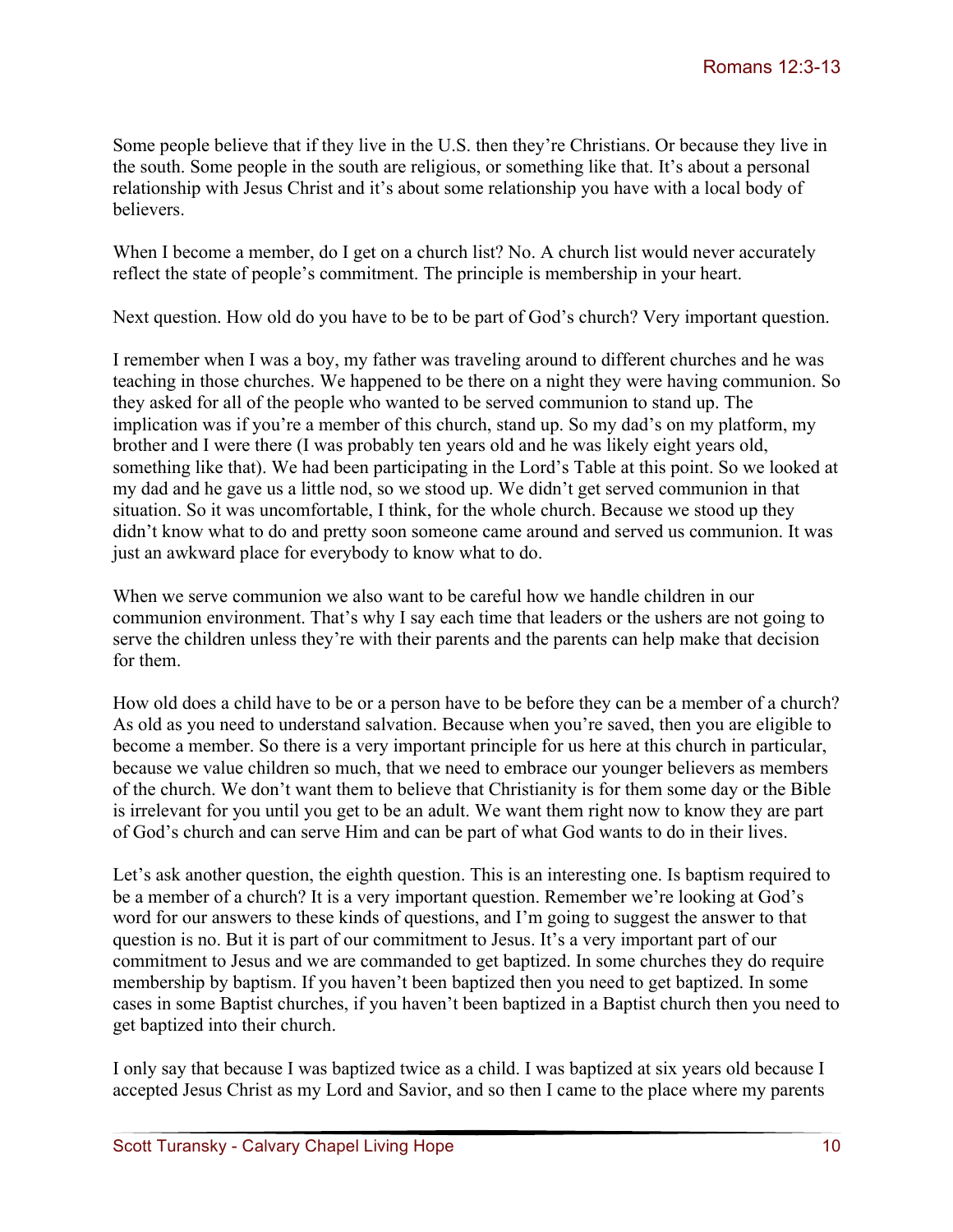Some people believe that if they live in the U.S. then they're Christians. Or because they live in the south. Some people in the south are religious, or something like that. It's about a personal relationship with Jesus Christ and it's about some relationship you have with a local body of believers.

When I become a member, do I get on a church list? No. A church list would never accurately reflect the state of people's commitment. The principle is membership in your heart.

Next question. How old do you have to be to be part of God's church? Very important question.

I remember when I was a boy, my father was traveling around to different churches and he was teaching in those churches. We happened to be there on a night they were having communion. So they asked for all of the people who wanted to be served communion to stand up. The implication was if you're a member of this church, stand up. So my dad's on my platform, my brother and I were there (I was probably ten years old and he was likely eight years old, something like that). We had been participating in the Lord's Table at this point. So we looked at my dad and he gave us a little nod, so we stood up. We didn't get served communion in that situation. So it was uncomfortable, I think, for the whole church. Because we stood up they didn't know what to do and pretty soon someone came around and served us communion. It was just an awkward place for everybody to know what to do.

When we serve communion we also want to be careful how we handle children in our communion environment. That's why I say each time that leaders or the ushers are not going to serve the children unless they're with their parents and the parents can help make that decision for them.

How old does a child have to be or a person have to be before they can be a member of a church? As old as you need to understand salvation. Because when you're saved, then you are eligible to become a member. So there is a very important principle for us here at this church in particular, because we value children so much, that we need to embrace our younger believers as members of the church. We don't want them to believe that Christianity is for them some day or the Bible is irrelevant for you until you get to be an adult. We want them right now to know they are part of God's church and can serve Him and can be part of what God wants to do in their lives.

Let's ask another question, the eighth question. This is an interesting one. Is baptism required to be a member of a church? It is a very important question. Remember we're looking at God's word for our answers to these kinds of questions, and I'm going to suggest the answer to that question is no. But it is part of our commitment to Jesus. It's a very important part of our commitment to Jesus and we are commanded to get baptized. In some churches they do require membership by baptism. If you haven't been baptized then you need to get baptized. In some cases in some Baptist churches, if you haven't been baptized in a Baptist church then you need to get baptized into their church.

I only say that because I was baptized twice as a child. I was baptized at six years old because I accepted Jesus Christ as my Lord and Savior, and so then I came to the place where my parents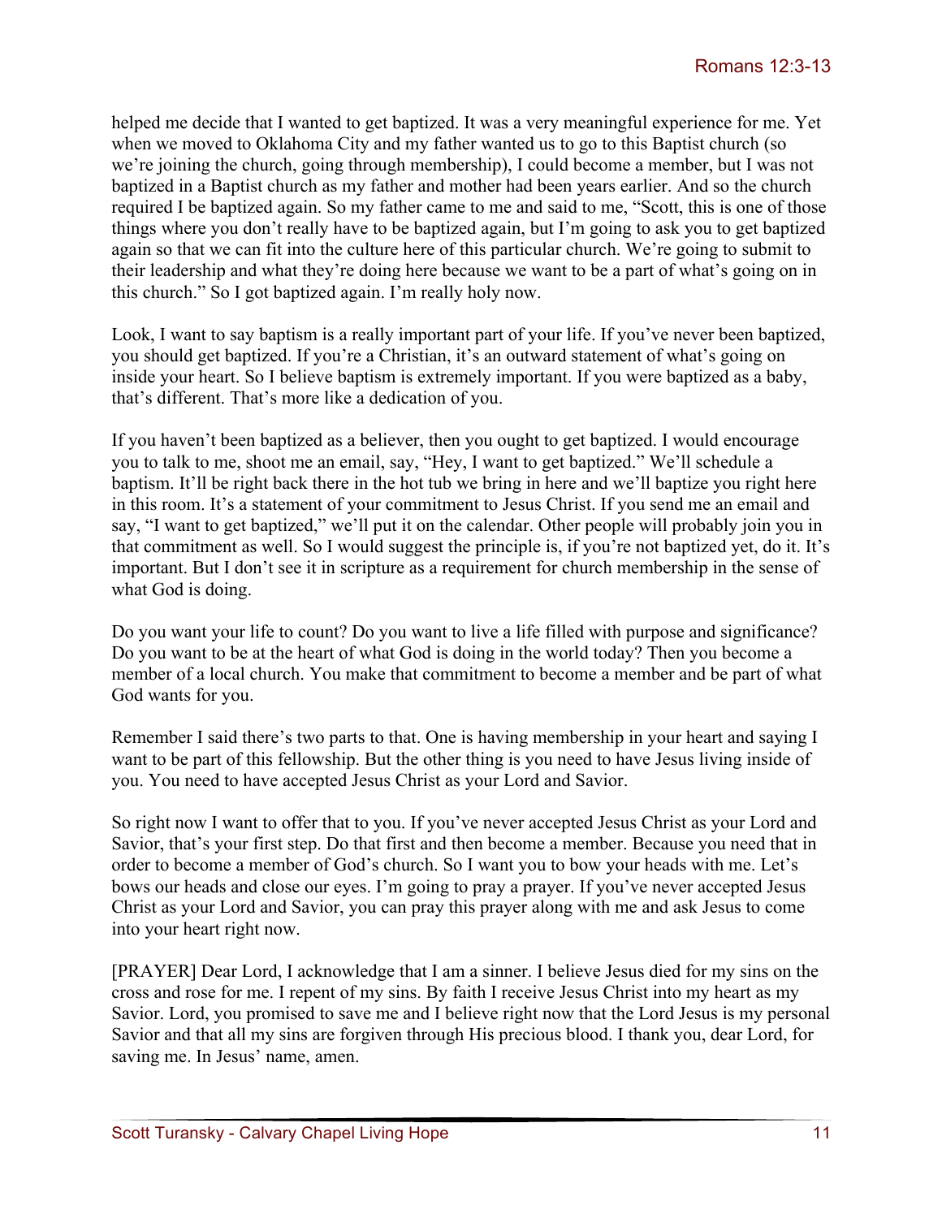helped me decide that I wanted to get baptized. It was a very meaningful experience for me. Yet when we moved to Oklahoma City and my father wanted us to go to this Baptist church (so we're joining the church, going through membership), I could become a member, but I was not baptized in a Baptist church as my father and mother had been years earlier. And so the church required I be baptized again. So my father came to me and said to me, "Scott, this is one of those things where you don't really have to be baptized again, but I'm going to ask you to get baptized again so that we can fit into the culture here of this particular church. We're going to submit to their leadership and what they're doing here because we want to be a part of what's going on in this church." So I got baptized again. I'm really holy now.

Look, I want to say baptism is a really important part of your life. If you've never been baptized, you should get baptized. If you're a Christian, it's an outward statement of what's going on inside your heart. So I believe baptism is extremely important. If you were baptized as a baby, that's different. That's more like a dedication of you.

If you haven't been baptized as a believer, then you ought to get baptized. I would encourage you to talk to me, shoot me an email, say, "Hey, I want to get baptized." We'll schedule a baptism. It'll be right back there in the hot tub we bring in here and we'll baptize you right here in this room. It's a statement of your commitment to Jesus Christ. If you send me an email and say, "I want to get baptized," we'll put it on the calendar. Other people will probably join you in that commitment as well. So I would suggest the principle is, if you're not baptized yet, do it. It's important. But I don't see it in scripture as a requirement for church membership in the sense of what God is doing.

Do you want your life to count? Do you want to live a life filled with purpose and significance? Do you want to be at the heart of what God is doing in the world today? Then you become a member of a local church. You make that commitment to become a member and be part of what God wants for you.

Remember I said there's two parts to that. One is having membership in your heart and saying I want to be part of this fellowship. But the other thing is you need to have Jesus living inside of you. You need to have accepted Jesus Christ as your Lord and Savior.

So right now I want to offer that to you. If you've never accepted Jesus Christ as your Lord and Savior, that's your first step. Do that first and then become a member. Because you need that in order to become a member of God's church. So I want you to bow your heads with me. Let's bows our heads and close our eyes. I'm going to pray a prayer. If you've never accepted Jesus Christ as your Lord and Savior, you can pray this prayer along with me and ask Jesus to come into your heart right now.

[PRAYER] Dear Lord, I acknowledge that I am a sinner. I believe Jesus died for my sins on the cross and rose for me. I repent of my sins. By faith I receive Jesus Christ into my heart as my Savior. Lord, you promised to save me and I believe right now that the Lord Jesus is my personal Savior and that all my sins are forgiven through His precious blood. I thank you, dear Lord, for saving me. In Jesus' name, amen.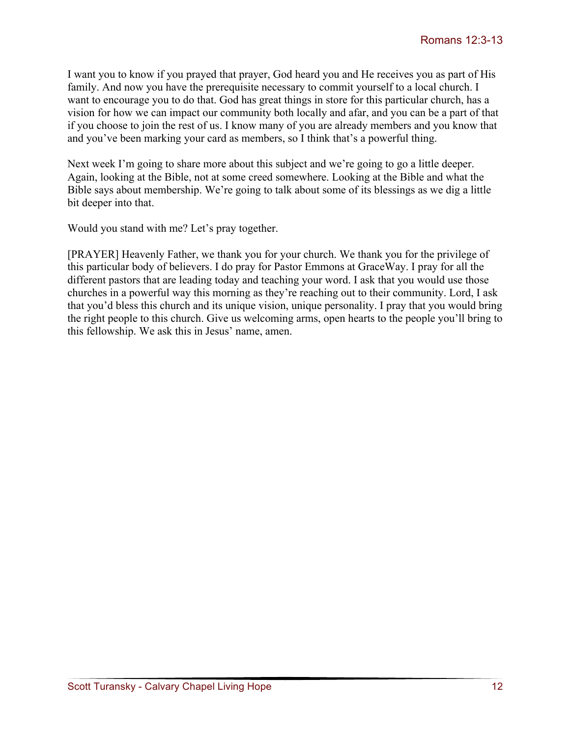I want you to know if you prayed that prayer, God heard you and He receives you as part of His family. And now you have the prerequisite necessary to commit yourself to a local church. I want to encourage you to do that. God has great things in store for this particular church, has a vision for how we can impact our community both locally and afar, and you can be a part of that if you choose to join the rest of us. I know many of you are already members and you know that and you've been marking your card as members, so I think that's a powerful thing.

Next week I'm going to share more about this subject and we're going to go a little deeper. Again, looking at the Bible, not at some creed somewhere. Looking at the Bible and what the Bible says about membership. We're going to talk about some of its blessings as we dig a little bit deeper into that.

Would you stand with me? Let's pray together.

[PRAYER] Heavenly Father, we thank you for your church. We thank you for the privilege of this particular body of believers. I do pray for Pastor Emmons at GraceWay. I pray for all the different pastors that are leading today and teaching your word. I ask that you would use those churches in a powerful way this morning as they're reaching out to their community. Lord, I ask that you'd bless this church and its unique vision, unique personality. I pray that you would bring the right people to this church. Give us welcoming arms, open hearts to the people you'll bring to this fellowship. We ask this in Jesus' name, amen.